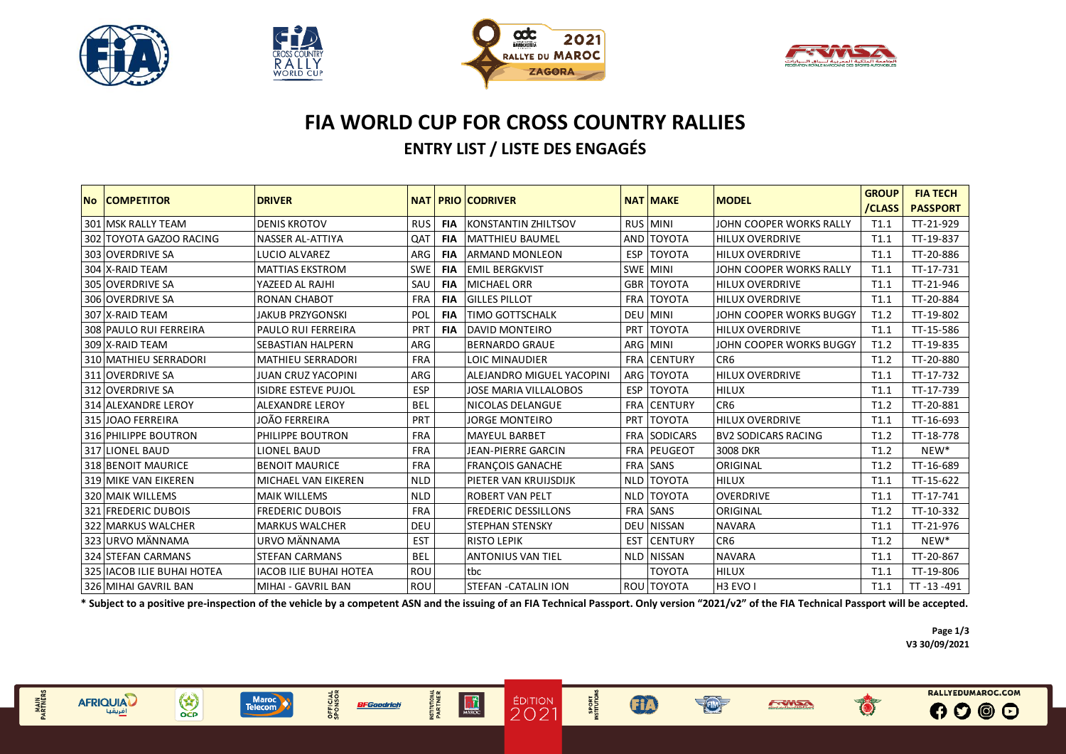# FIA WORLD CUP FOR CROSS COUNTRY RALLIES

## ENTRY LIST / LISTE DES ENGAGÉS

| No | COMPETITOR | DRIVER | NAT | PRIO | CODRIVER | NAT | MAKE | MODEL | GROUP /CLASS | FIA TECH PASSPORT |
|---|---|---|---|---|---|---|---|---|---|---|
| 301 | MSK RALLY TEAM | DENIS KROTOV | RUS | FIA | KONSTANTIN ZHILTSOV | RUS | MINI | JOHN COOPER WORKS RALLY | T1.1 | TT-21-929 |
| 302 | TOYOTA GAZOO RACING | NASSER AL-ATTIYA | QAT | FIA | MATTHIEU BAUMEL | AND | TOYOTA | HILUX OVERDRIVE | T1.1 | TT-19-837 |
| 303 | OVERDRIVE SA | LUCIO ALVAREZ | ARG | FIA | ARMAND MONLEON | ESP | TOYOTA | HILUX OVERDRIVE | T1.1 | TT-20-886 |
| 304 | X-RAID TEAM | MATTIAS EKSTROM | SWE | FIA | EMIL BERGKVIST | SWE | MINI | JOHN COOPER WORKS RALLY | T1.1 | TT-17-731 |
| 305 | OVERDRIVE SA | YAZEED AL RAJHI | SAU | FIA | MICHAEL ORR | GBR | TOYOTA | HILUX OVERDRIVE | T1.1 | TT-21-946 |
| 306 | OVERDRIVE SA | RONAN CHABOT | FRA | FIA | GILLES PILLOT | FRA | TOYOTA | HILUX OVERDRIVE | T1.1 | TT-20-884 |
| 307 | X-RAID TEAM | JAKUB PRZYGONSKI | POL | FIA | TIMO GOTTSCHALK | DEU | MINI | JOHN COOPER WORKS BUGGY | T1.2 | TT-19-802 |
| 308 | PAULO RUI FERREIRA | PAULO RUI FERREIRA | PRT | FIA | DAVID MONTEIRO | PRT | TOYOTA | HILUX OVERDRIVE | T1.1 | TT-15-586 |
| 309 | X-RAID TEAM | SEBASTIAN HALPERN | ARG | | BERNARDO GRAUE | ARG | MINI | JOHN COOPER WORKS BUGGY | T1.2 | TT-19-835 |
| 310 | MATHIEU SERRADORI | MATHIEU SERRADORI | FRA | | LOIC MINAUDIER | FRA | CENTURY | CR6 | T1.2 | TT-20-880 |
| 311 | OVERDRIVE SA | JUAN CRUZ YACOPINI | ARG | | ALEJANDRO MIGUEL YACOPINI | ARG | TOYOTA | HILUX OVERDRIVE | T1.1 | TT-17-732 |
| 312 | OVERDRIVE SA | ISIDRE ESTEVE PUJOL | ESP | | JOSE MARIA VILLALOBOS | ESP | TOYOTA | HILUX | T1.1 | TT-17-739 |
| 314 | ALEXANDRE LEROY | ALEXANDRE LEROY | BEL | | NICOLAS DELANGUE | FRA | CENTURY | CR6 | T1.2 | TT-20-881 |
| 315 | JOAO FERREIRA | JOÃO FERREIRA | PRT | | JORGE MONTEIRO | PRT | TOYOTA | HILUX OVERDRIVE | T1.1 | TT-16-693 |
| 316 | PHILIPPE BOUTRON | PHILIPPE BOUTRON | FRA | | MAYEUL BARBET | FRA | SODICARS | BV2 SODICARS RACING | T1.2 | TT-18-778 |
| 317 | LIONEL BAUD | LIONEL BAUD | FRA | | JEAN-PIERRE GARCIN | FRA | PEUGEOT | 3008 DKR | T1.2 | NEW* |
| 318 | BENOIT MAURICE | BENOIT MAURICE | FRA | | FRANÇOIS GANACHE | FRA | SANS | ORIGINAL | T1.2 | TT-16-689 |
| 319 | MIKE VAN EIKEREN | MICHAEL VAN EIKEREN | NLD | | PIETER VAN KRUIJSDIJK | NLD | TOYOTA | HILUX | T1.1 | TT-15-622 |
| 320 | MAIK WILLEMS | MAIK WILLEMS | NLD | | ROBERT VAN PELT | NLD | TOYOTA | OVERDRIVE | T1.1 | TT-17-741 |
| 321 | FREDERIC DUBOIS | FREDERIC DUBOIS | FRA | | FREDERIC DESSILLONS | FRA | SANS | ORIGINAL | T1.2 | TT-10-332 |
| 322 | MARKUS WALCHER | MARKUS WALCHER | DEU | | STEPHAN STENSKY | DEU | NISSAN | NAVARA | T1.1 | TT-21-976 |
| 323 | URVO MÄNNAMA | URVO MÄNNAMA | EST | | RISTO LEPIK | EST | CENTURY | CR6 | T1.2 | NEW* |
| 324 | STEFAN CARMANS | STEFAN CARMANS | BEL | | ANTONIUS VAN TIEL | NLD | NISSAN | NAVARA | T1.1 | TT-20-867 |
| 325 | IACOB ILIE BUHAI HOTEA | IACOB ILIE BUHAI HOTEA | ROU | | tbc | | TOYOTA | HILUX | T1.1 | TT-19-806 |
| 326 | MIHAI GAVRIL BAN | MIHAI - GAVRIL BAN | ROU | | STEFAN -CATALIN ION | ROU | TOYOTA | H3 EVO I | T1.1 | TT -13 -491 |

**\* Subject to a positive pre-inspection of the vehicle by a competent ASN and the issuing of an FIA Technical Passport. Only version "2021/v2" of the FIA Technical Passport will be accepted.**

**V3 30/09/2021**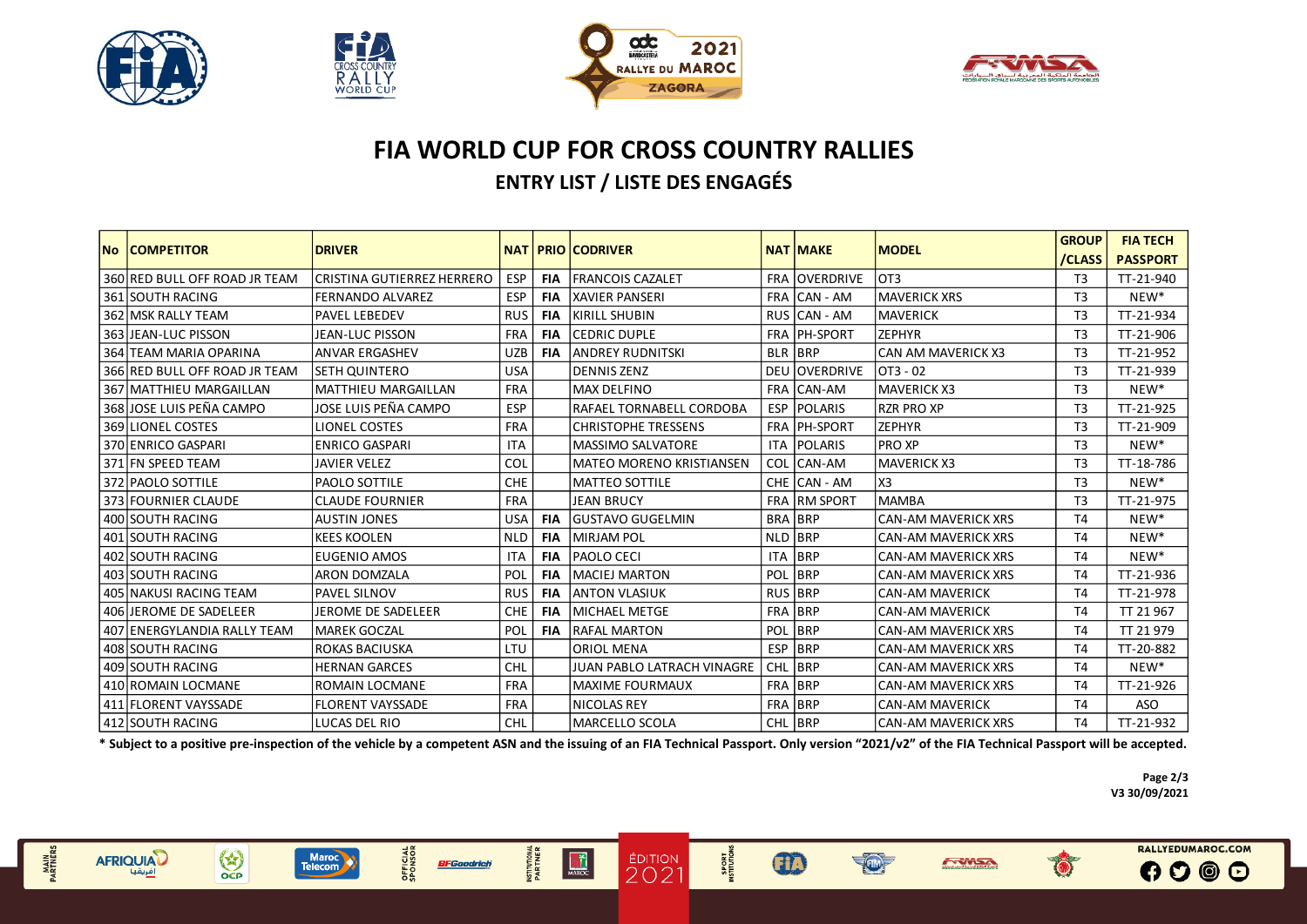# FIA WORLD CUP FOR CROSS COUNTRY RALLIES

## ENTRY LIST / LISTE DES ENGAGÉS

| No | COMPETITOR | DRIVER | NAT | PRIO | CODRIVER | NAT | MAKE | MODEL | GROUP /CLASS | FIA TECH PASSPORT |
|---|---|---|---|---|---|---|---|---|---|---|
| 360 | RED BULL OFF ROAD JR TEAM | CRISTINA GUTIERREZ HERRERO | ESP | FIA | FRANCOIS CAZALET | FRA | OVERDRIVE | OT3 | T3 | TT-21-940 |
| 361 | SOUTH RACING | FERNANDO ALVAREZ | ESP | FIA | XAVIER PANSERI | FRA | CAN - AM | MAVERICK XRS | T3 | NEW* |
| 362 | MSK RALLY TEAM | PAVEL LEBEDEV | RUS | FIA | KIRILL SHUBIN | RUS | CAN - AM | MAVERICK | T3 | TT-21-934 |
| 363 | JEAN-LUC PISSON | JEAN-LUC PISSON | FRA | FIA | CEDRIC DUPLE | FRA | PH-SPORT | ZEPHYR | T3 | TT-21-906 |
| 364 | TEAM MARIA OPARINA | ANVAR ERGASHEV | UZB | FIA | ANDREY RUDNITSKI | BLR | BRP | CAN AM MAVERICK X3 | T3 | TT-21-952 |
| 366 | RED BULL OFF ROAD JR TEAM | SETH QUINTERO | USA | | DENNIS ZENZ | DEU | OVERDRIVE | OT3 - 02 | T3 | TT-21-939 |
| 367 | MATTHIEU MARGAILLAN | MATTHIEU MARGAILLAN | FRA | | MAX DELFINO | FRA | CAN-AM | MAVERICK X3 | T3 | NEW* |
| 368 | JOSE LUIS PEÑA CAMPO | JOSE LUIS PEÑA CAMPO | ESP | | RAFAEL TORNABELL CORDOBA | ESP | POLARIS | RZR PRO XP | T3 | TT-21-925 |
| 369 | LIONEL COSTES | LIONEL COSTES | FRA | | CHRISTOPHE TRESSENS | FRA | PH-SPORT | ZEPHYR | T3 | TT-21-909 |
| 370 | ENRICO GASPARI | ENRICO GASPARI | ITA | | MASSIMO SALVATORE | ITA | POLARIS | PRO XP | T3 | NEW* |
| 371 | FN SPEED TEAM | JAVIER VELEZ | COL | | MATEO MORENO KRISTIANSEN | COL | CAN-AM | MAVERICK X3 | T3 | TT-18-786 |
| 372 | PAOLO SOTTILE | PAOLO SOTTILE | CHE | | MATTEO SOTTILE | CHE | CAN - AM | X3 | T3 | NEW* |
| 373 | FOURNIER CLAUDE | CLAUDE FOURNIER | FRA | | JEAN BRUCY | FRA | RM SPORT | MAMBA | T3 | TT-21-975 |
| 400 | SOUTH RACING | AUSTIN JONES | USA | FIA | GUSTAVO GUGELMIN | BRA | BRP | CAN-AM MAVERICK XRS | T4 | NEW* |
| 401 | SOUTH RACING | KEES KOOLEN | NLD | FIA | MIRJAM POL | NLD | BRP | CAN-AM MAVERICK XRS | T4 | NEW* |
| 402 | SOUTH RACING | EUGENIO AMOS | ITA | FIA | PAOLO CECI | ITA | BRP | CAN-AM MAVERICK XRS | T4 | NEW* |
| 403 | SOUTH RACING | ARON DOMZALA | POL | FIA | MACIEJ MARTON | POL | BRP | CAN-AM MAVERICK XRS | T4 | TT-21-936 |
| 405 | NAKUSI RACING TEAM | PAVEL SILNOV | RUS | FIA | ANTON VLASIUK | RUS | BRP | CAN-AM MAVERICK | T4 | TT-21-978 |
| 406 | JEROME DE SADELEER | JEROME DE SADELEER | CHE | FIA | MICHAEL METGE | FRA | BRP | CAN-AM MAVERICK | T4 | TT 21 967 |
| 407 | ENERGYLANDIA RALLY TEAM | MAREK GOCZAL | POL | FIA | RAFAL MARTON | POL | BRP | CAN-AM MAVERICK XRS | T4 | TT 21 979 |
| 408 | SOUTH RACING | ROKAS BACIUSKA | LTU | | ORIOL MENA | ESP | BRP | CAN-AM MAVERICK XRS | T4 | TT-20-882 |
| 409 | SOUTH RACING | HERNAN GARCES | CHL | | JUAN PABLO LATRACH VINAGRE | CHL | BRP | CAN-AM MAVERICK XRS | T4 | NEW* |
| 410 | ROMAIN LOCMANE | ROMAIN LOCMANE | FRA | | MAXIME FOURMAUX | FRA | BRP | CAN-AM MAVERICK XRS | T4 | TT-21-926 |
| 411 | FLORENT VAYSSADE | FLORENT VAYSSADE | FRA | | NICOLAS REY | FRA | BRP | CAN-AM MAVERICK | T4 | ASO |
| 412 | SOUTH RACING | LUCAS DEL RIO | CHL | | MARCELLO SCOLA | CHL | BRP | CAN-AM MAVERICK XRS | T4 | TT-21-932 |

**\* Subject to a positive pre-inspection of the vehicle by a competent ASN and the issuing of an FIA Technical Passport. Only version "2021/v2" of the FIA Technical Passport will be accepted.**

**V3 30/09/2021**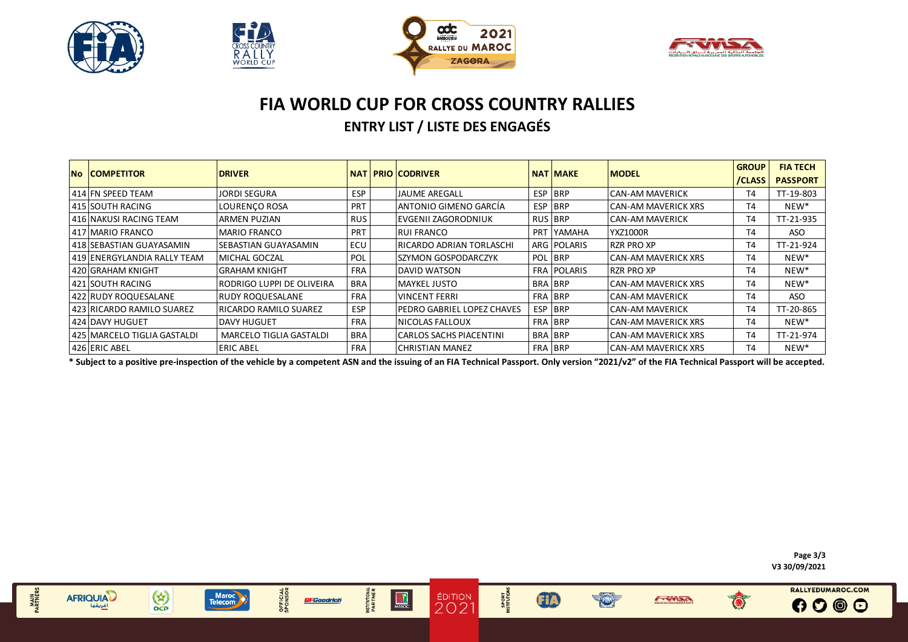# FIA WORLD CUP FOR CROSS COUNTRY RALLIES

## ENTRY LIST / LISTE DES ENGAGÉS

| No | COMPETITOR | DRIVER | NAT | PRIO | CODRIVER | NAT | MAKE | MODEL | GROUP /CLASS | FIA TECH PASSPORT |
|---|---|---|---|---|---|---|---|---|---|---|
| 414 | FN SPEED TEAM | JORDI SEGURA | ESP | | JAUME AREGALL | ESP | BRP | CAN-AM MAVERICK | T4 | TT-19-803 |
| 415 | SOUTH RACING | LOURENÇO ROSA | PRT | | ANTONIO GIMENO GARCÍA | ESP | BRP | CAN-AM MAVERICK XRS | T4 | NEW* |
| 416 | NAKUSI RACING TEAM | ARMEN PUZIAN | RUS | | EVGENII ZAGORODNIUK | RUS | BRP | CAN-AM MAVERICK | T4 | TT-21-935 |
| 417 | MARIO FRANCO | MARIO FRANCO | PRT | | RUI FRANCO | PRT | YAMAHA | YXZ1000R | T4 | ASO |
| 418 | SEBASTIAN GUAYASAMIN | SEBASTIAN GUAYASAMIN | ECU | | RICARDO ADRIAN TORLASCHI | ARG | POLARIS | RZR PRO XP | T4 | TT-21-924 |
| 419 | ENERGYLANDIA RALLY TEAM | MICHAL GOCZAL | POL | | SZYMON GOSPODARCZYK | POL | BRP | CAN-AM MAVERICK XRS | T4 | NEW* |
| 420 | GRAHAM KNIGHT | GRAHAM KNIGHT | FRA | | DAVID WATSON | FRA | POLARIS | RZR PRO XP | T4 | NEW* |
| 421 | SOUTH RACING | RODRIGO LUPPI DE OLIVEIRA | BRA | | MAYKEL JUSTO | BRA | BRP | CAN-AM MAVERICK XRS | T4 | NEW* |
| 422 | RUDY ROQUESALANE | RUDY ROQUESALANE | FRA | | VINCENT FERRI | FRA | BRP | CAN-AM MAVERICK | T4 | ASO |
| 423 | RICARDO RAMILO SUAREZ | RICARDO RAMILO SUAREZ | ESP | | PEDRO GABRIEL LOPEZ CHAVES | ESP | BRP | CAN-AM MAVERICK | T4 | TT-20-865 |
| 424 | DAVY HUGUET | DAVY HUGUET | FRA | | NICOLAS FALLOUX | FRA | BRP | CAN-AM MAVERICK XRS | T4 | NEW* |
| 425 | MARCELO TIGLIA GASTALDI | MARCELO TIGLIA GASTALDI | BRA | | CARLOS SACHS PIACENTINI | BRA | BRP | CAN-AM MAVERICK XRS | T4 | TT-21-974 |
| 426 | ERIC ABEL | ERIC ABEL | FRA | | CHRISTIAN MANEZ | FRA | BRP | CAN-AM MAVERICK XRS | T4 | NEW* |

**\* Subject to a positive pre-inspection of the vehicle by a competent ASN and the issuing of an FIA Technical Passport. Only version "2021/v2" of the FIA Technical Passport will be accepted.**

**V3 30/09/2021**